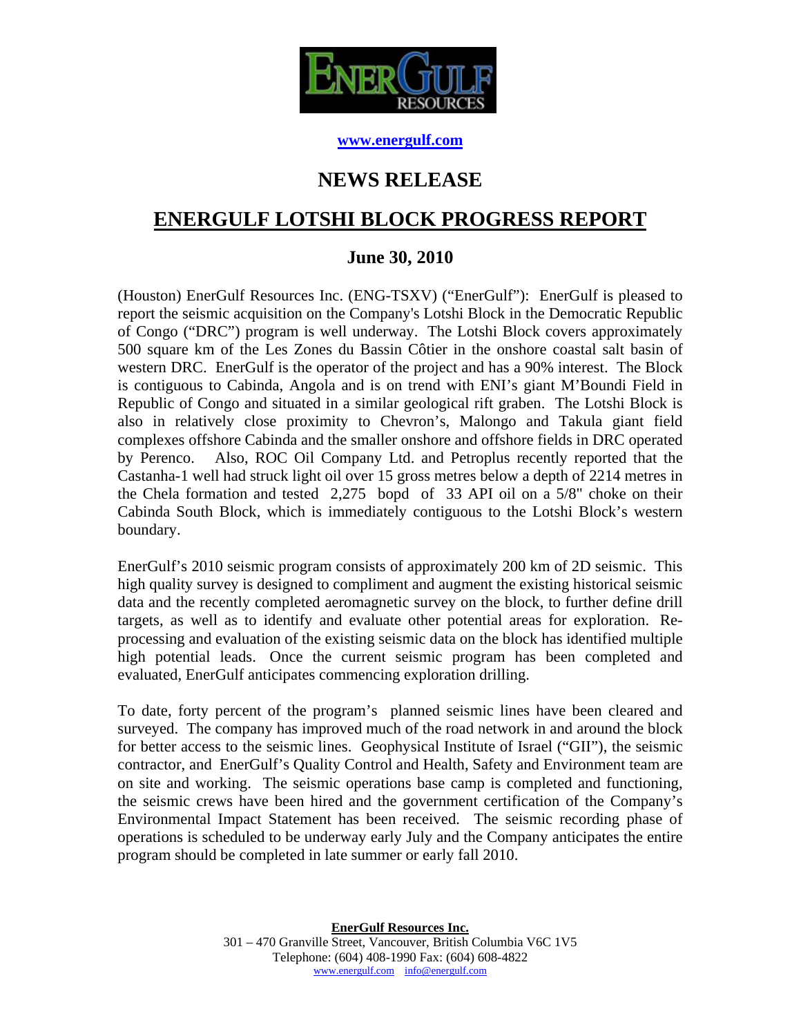ENERGULF RESOURCES

**[www.energulf.com](http://www.energulf.com)**

# NEWS RELEASE

# ENERGULF LOTSHI BLOCK PROGRESS REPORT

## June 30, 2010

(Houston) EnerGulf Resources Inc. (ENG-TSXV) ("EnerGulf"): EnerGulf is pleased to report the seismic acquisition on the Company's Lotshi Block in the Democratic Republic of Congo ("DRC") program is well underway. The Lotshi Block covers approximately 500 square km of the Les Zones du Bassin Côtier in the onshore coastal salt basin of western DRC. EnerGulf is the operator of the project and has a 90% interest. The Block is contiguous to Cabinda, Angola and is on trend with ENI's giant M'Boundi Field in Republic of Congo and situated in a similar geological rift graben. The Lotshi Block is also in relatively close proximity to Chevron's, Malongo and Takula giant field complexes offshore Cabinda and the smaller onshore and offshore fields in DRC operated by Perenco. Also, ROC Oil Company Ltd. and Petroplus recently reported that the Castanha-1 well had struck light oil over 15 gross metres below a depth of 2214 metres in the Chela formation and tested 2,275 bopd of 33 API oil on a 5/8" choke on their Cabinda South Block, which is immediately contiguous to the Lotshi Block's western boundary.

EnerGulf's 2010 seismic program consists of approximately 200 km of 2D seismic. This high quality survey is designed to compliment and augment the existing historical seismic data and the recently completed aeromagnetic survey on the block, to further define drill targets, as well as to identify and evaluate other potential areas for exploration. Re-processing and evaluation of the existing seismic data on the block has identified multiple high potential leads. Once the current seismic program has been completed and evaluated, EnerGulf anticipates commencing exploration drilling.

To date, forty percent of the program's planned seismic lines have been cleared and surveyed. The company has improved much of the road network in and around the block for better access to the seismic lines. Geophysical Institute of Israel ("GII"), the seismic contractor, and EnerGulf's Quality Control and Health, Safety and Environment team are on site and working. The seismic operations base camp is completed and functioning, the seismic crews have been hired and the government certification of the Company's Environmental Impact Statement has been received. The seismic recording phase of operations is scheduled to be underway early July and the Company anticipates the entire program should be completed in late summer or early fall 2010.

**EnerGulf Resources Inc.**
301 – 470 Granville Street, Vancouver, British Columbia V6C 1V5
Telephone: (604) 408-1990 Fax: (604) 608-4822
[www.energulf.com](http://www.energulf.com) [info@energulf.com](mailto:info@energulf.com)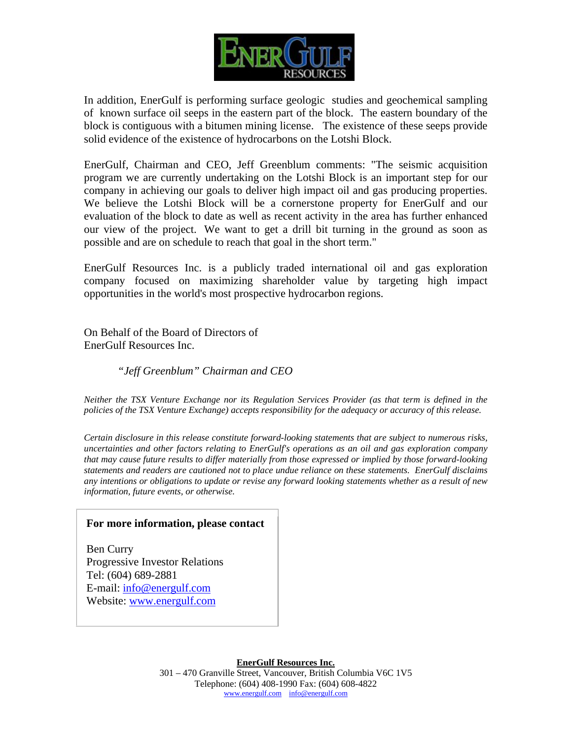In addition, EnerGulf is performing surface geologic studies and geochemical sampling of known surface oil seeps in the eastern part of the block. The eastern boundary of the block is contiguous with a bitumen mining license. The existence of these seeps provide solid evidence of the existence of hydrocarbons on the Lotshi Block.

EnerGulf, Chairman and CEO, Jeff Greenblum comments: "The seismic acquisition program we are currently undertaking on the Lotshi Block is an important step for our company in achieving our goals to deliver high impact oil and gas producing properties. We believe the Lotshi Block will be a cornerstone property for EnerGulf and our evaluation of the block to date as well as recent activity in the area has further enhanced our view of the project. We want to get a drill bit turning in the ground as soon as possible and are on schedule to reach that goal in the short term."

EnerGulf Resources Inc. is a publicly traded international oil and gas exploration company focused on maximizing shareholder value by targeting high impact opportunities in the world's most prospective hydrocarbon regions.

On Behalf of the Board of Directors of
EnerGulf Resources Inc.

*"Jeff Greenblum" Chairman and CEO*

*Neither the TSX Venture Exchange nor its Regulation Services Provider (as that term is defined in the policies of the TSX Venture Exchange) accepts responsibility for the adequacy or accuracy of this release.*

*Certain disclosure in this release constitute forward-looking statements that are subject to numerous risks, uncertainties and other factors relating to EnerGulf's operations as an oil and gas exploration company that may cause future results to differ materially from those expressed or implied by those forward-looking statements and readers are cautioned not to place undue reliance on these statements. EnerGulf disclaims any intentions or obligations to update or revise any forward looking statements whether as a result of new information, future events, or otherwise.*

**For more information, please contact**

Ben Curry
Progressive Investor Relations
Tel: (604) 689-2881
E-mail: info@energulf.com
Website: www.energulf.com

**EnerGulf Resources Inc.**
301 – 470 Granville Street, Vancouver, British Columbia V6C 1V5
Telephone: (604) 408-1990 Fax: (604) 608-4822
www.energulf.com info@energulf.com